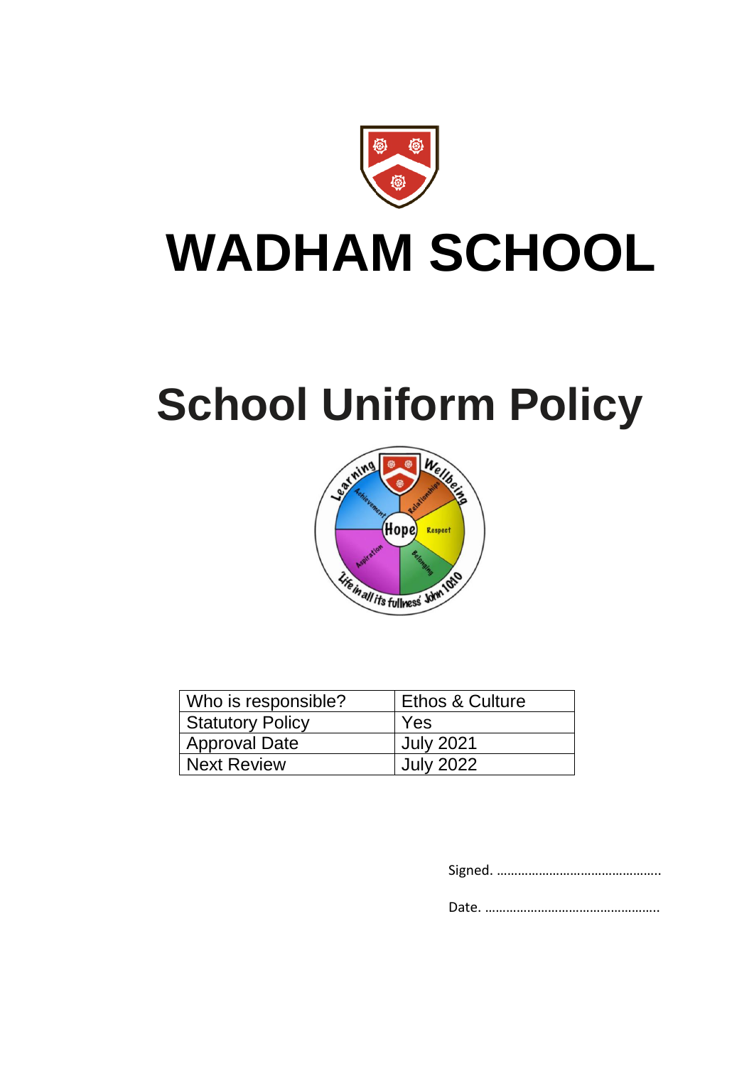# WADHAM SCHOOL

# School Uniform Policy

| | |
|---|---|
| Who is responsible? | Ethos & Culture |
| Statutory Policy | Yes |
| Approval Date | July 2021 |
| Next Review | July 2022 |

Signed. ……………………………………….

Date. ………………………………………….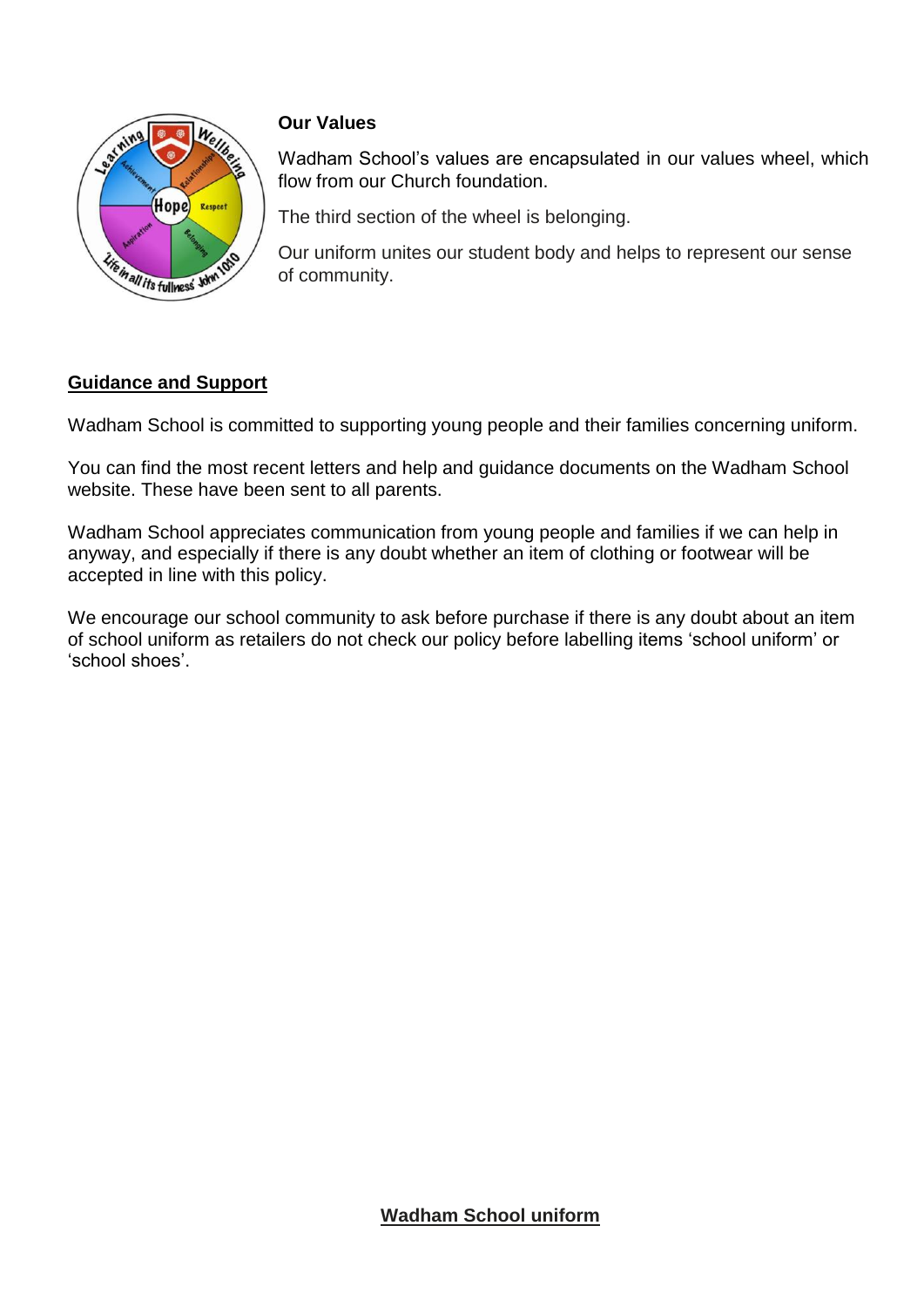**Our Values**

Wadham School's values are encapsulated in our values wheel, which flow from our Church foundation.

The third section of the wheel is belonging.

Our uniform unites our student body and helps to represent our sense of community.

## Guidance and Support

Wadham School is committed to supporting young people and their families concerning uniform.

You can find the most recent letters and help and guidance documents on the Wadham School website. These have been sent to all parents.

Wadham School appreciates communication from young people and families if we can help in anyway, and especially if there is any doubt whether an item of clothing or footwear will be accepted in line with this policy.

We encourage our school community to ask before purchase if there is any doubt about an item of school uniform as retailers do not check our policy before labelling items 'school uniform' or 'school shoes'.

## Wadham School uniform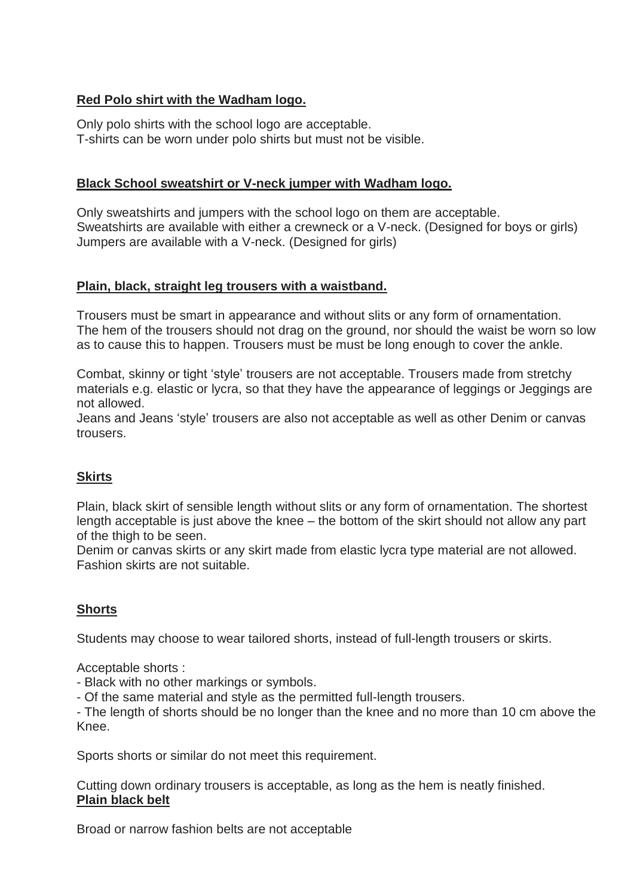**Red Polo shirt with the Wadham logo.**

Only polo shirts with the school logo are acceptable.
T-shirts can be worn under polo shirts but must not be visible.

**Black School sweatshirt or V-neck jumper with Wadham logo.**

Only sweatshirts and jumpers with the school logo on them are acceptable.
Sweatshirts are available with either a crewneck or a V-neck. (Designed for boys or girls)
Jumpers are available with a V-neck. (Designed for girls)

**Plain, black, straight leg trousers with a waistband.**

Trousers must be smart in appearance and without slits or any form of ornamentation.
The hem of the trousers should not drag on the ground, nor should the waist be worn so low as to cause this to happen. Trousers must be must be long enough to cover the ankle.

Combat, skinny or tight 'style' trousers are not acceptable. Trousers made from stretchy materials e.g. elastic or lycra, so that they have the appearance of leggings or Jeggings are not allowed.
Jeans and Jeans 'style' trousers are also not acceptable as well as other Denim or canvas trousers.

**Skirts**

Plain, black skirt of sensible length without slits or any form of ornamentation. The shortest length acceptable is just above the knee – the bottom of the skirt should not allow any part of the thigh to be seen.
Denim or canvas skirts or any skirt made from elastic lycra type material are not allowed. Fashion skirts are not suitable.

**Shorts**

Students may choose to wear tailored shorts, instead of full-length trousers or skirts.

Acceptable shorts :

- Black with no other markings or symbols.
- Of the same material and style as the permitted full-length trousers.
- The length of shorts should be no longer than the knee and no more than 10 cm above the Knee.

Sports shorts or similar do not meet this requirement.

Cutting down ordinary trousers is acceptable, as long as the hem is neatly finished.

**Plain black belt**

Broad or narrow fashion belts are not acceptable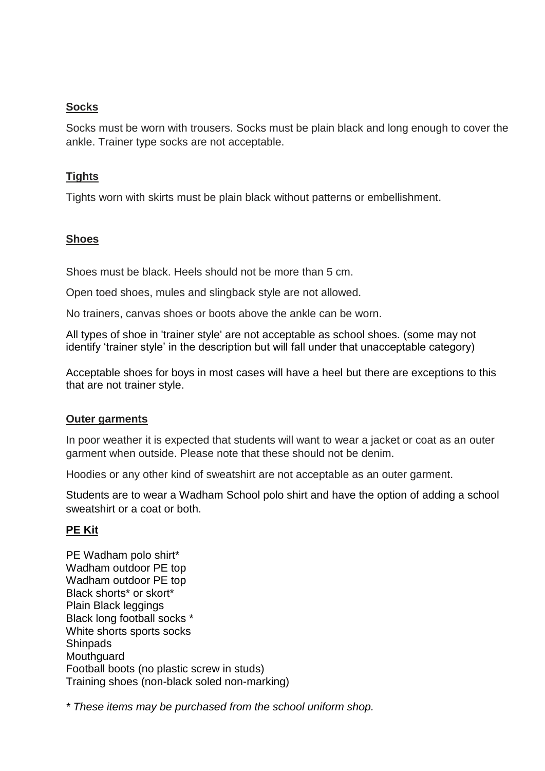**Socks**

Socks must be worn with trousers. Socks must be plain black and long enough to cover the ankle. Trainer type socks are not acceptable.

**Tights**

Tights worn with skirts must be plain black without patterns or embellishment.

**Shoes**

Shoes must be black. Heels should not be more than 5 cm.

Open toed shoes, mules and slingback style are not allowed.

No trainers, canvas shoes or boots above the ankle can be worn.

All types of shoe in 'trainer style' are not acceptable as school shoes. (some may not identify 'trainer style' in the description but will fall under that unacceptable category)

Acceptable shoes for boys in most cases will have a heel but there are exceptions to this that are not trainer style.

**Outer garments**

In poor weather it is expected that students will want to wear a jacket or coat as an outer garment when outside. Please note that these should not be denim.

Hoodies or any other kind of sweatshirt are not acceptable as an outer garment.

Students are to wear a Wadham School polo shirt and have the option of adding a school sweatshirt or a coat or both.

**PE Kit**

PE Wadham polo shirt*
Wadham outdoor PE top
Wadham outdoor PE top
Black shorts* or skort*
Plain Black leggings
Black long football socks *
White shorts sports socks
Shinpads
Mouthguard
Football boots (no plastic screw in studs)
Training shoes (non-black soled non-marking)

*\* These items may be purchased from the school uniform shop.*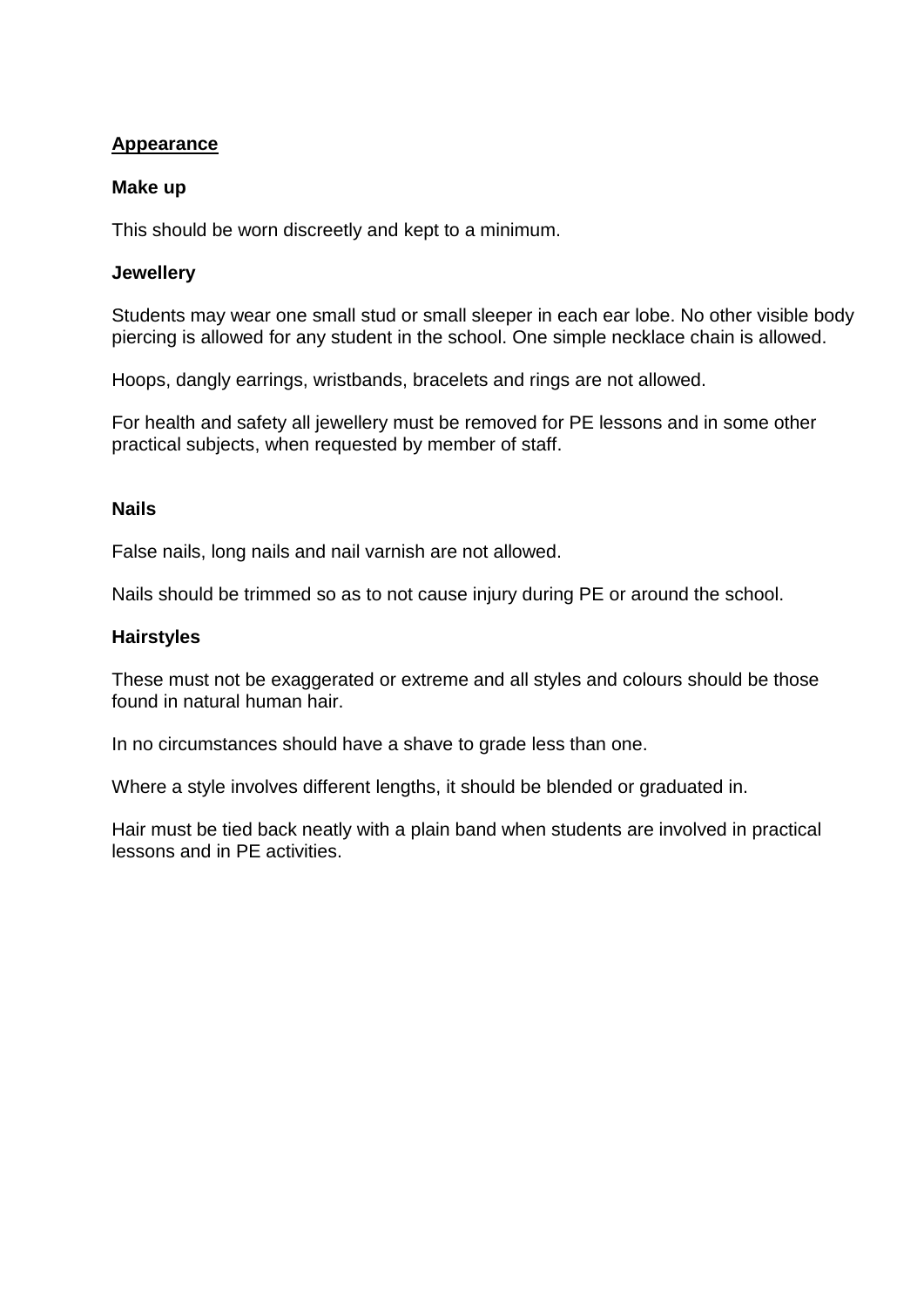## Appearance

### Make up

This should be worn discreetly and kept to a minimum.

### Jewellery

Students may wear one small stud or small sleeper in each ear lobe. No other visible body piercing is allowed for any student in the school. One simple necklace chain is allowed.

Hoops, dangly earrings, wristbands, bracelets and rings are not allowed.

For health and safety all jewellery must be removed for PE lessons and in some other practical subjects, when requested by member of staff.

### Nails

False nails, long nails and nail varnish are not allowed.

Nails should be trimmed so as to not cause injury during PE or around the school.

### Hairstyles

These must not be exaggerated or extreme and all styles and colours should be those found in natural human hair.

In no circumstances should have a shave to grade less than one.

Where a style involves different lengths, it should be blended or graduated in.

Hair must be tied back neatly with a plain band when students are involved in practical lessons and in PE activities.